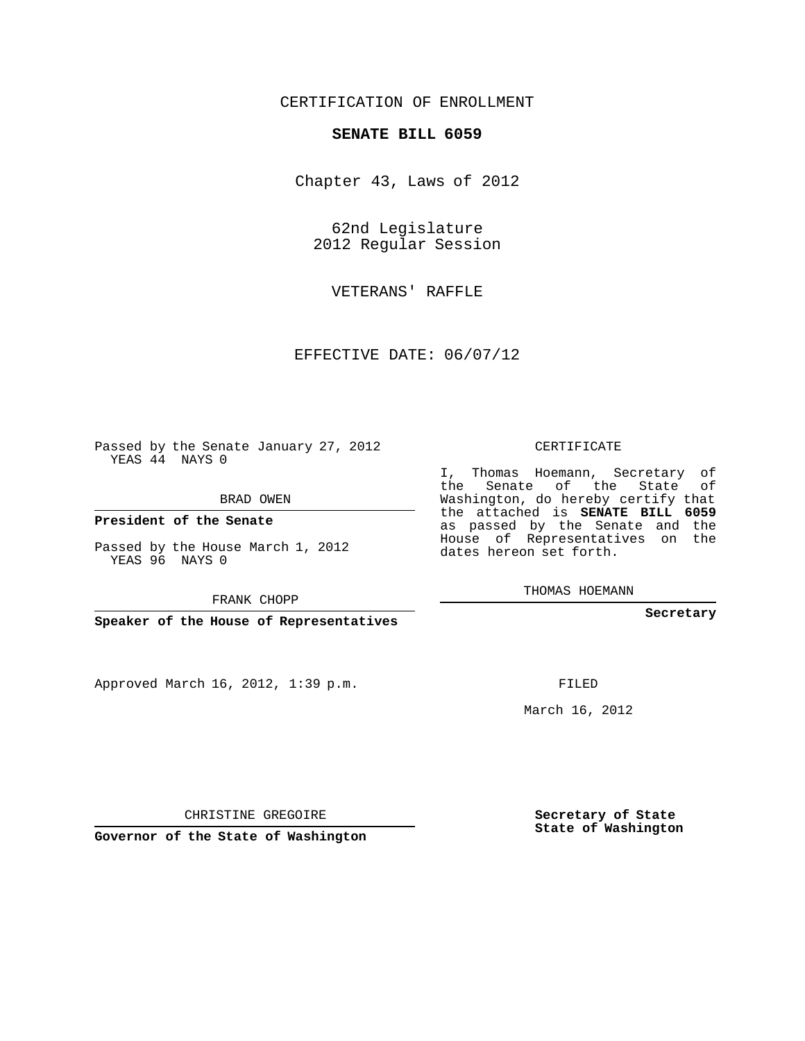CERTIFICATION OF ENROLLMENT

**SENATE BILL 6059**

Chapter 43, Laws of 2012

62nd Legislature
2012 Regular Session

VETERANS' RAFFLE

EFFECTIVE DATE: 06/07/12

Passed by the Senate January 27, 2012
YEAS 44 NAYS 0

BRAD OWEN

**President of the Senate**

Passed by the House March 1, 2012
YEAS 96 NAYS 0

FRANK CHOPP

**Speaker of the House of Representatives**

CERTIFICATE

I, Thomas Hoemann, Secretary of the Senate of the State of Washington, do hereby certify that the attached is **SENATE BILL 6059** as passed by the Senate and the House of Representatives on the dates hereon set forth.

THOMAS HOEMANN

**Secretary**

Approved March 16, 2012, 1:39 p.m.

FILED

March 16, 2012

CHRISTINE GREGOIRE

**Governor of the State of Washington**

**Secretary of State**
**State of Washington**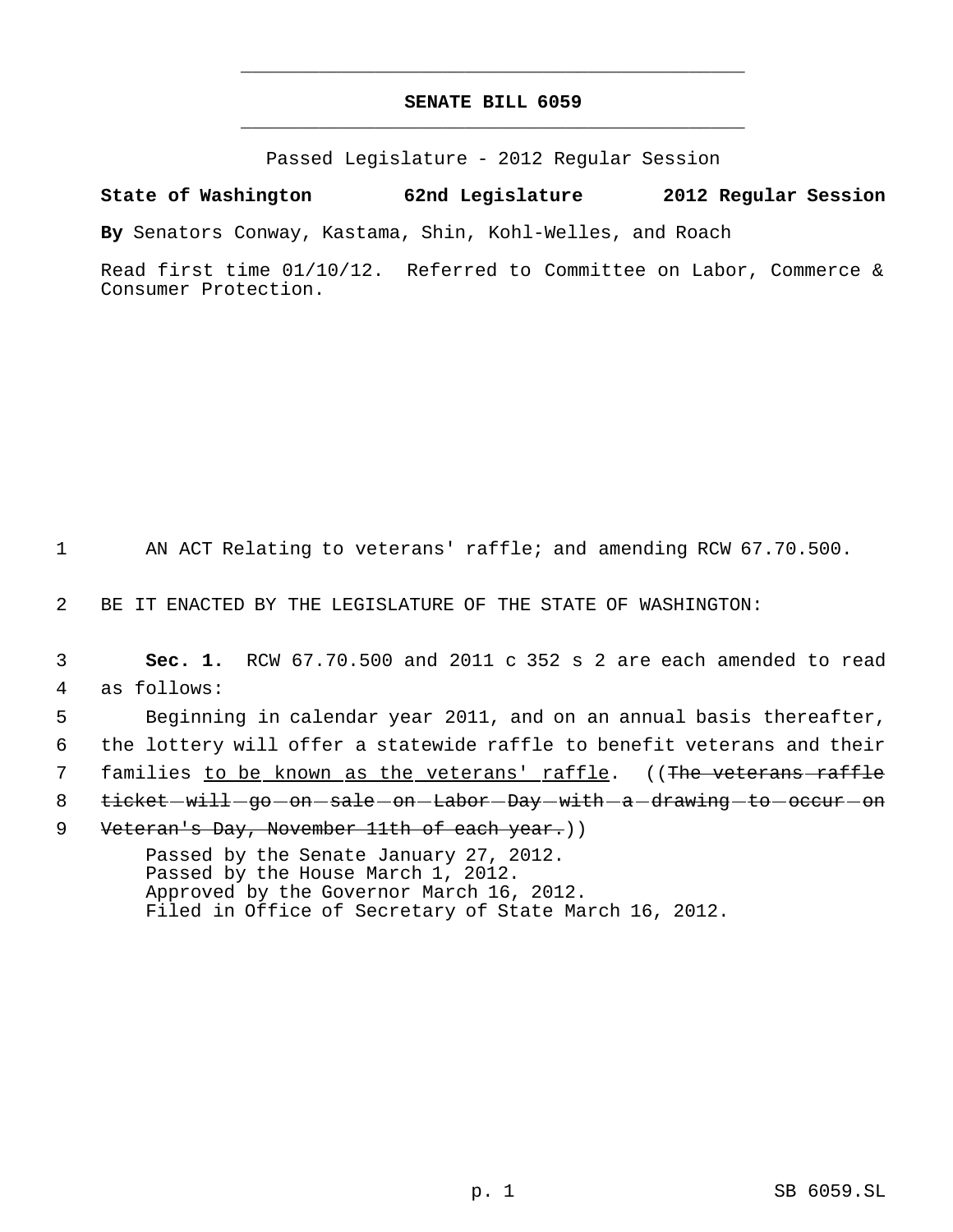## SENATE BILL 6059

Passed Legislature - 2012 Regular Session

**State of Washington 62nd Legislature 2012 Regular Session**

**By** Senators Conway, Kastama, Shin, Kohl-Welles, and Roach

Read first time 01/10/12. Referred to Committee on Labor, Commerce & Consumer Protection.

1 AN ACT Relating to veterans' raffle; and amending RCW 67.70.500.

2 BE IT ENACTED BY THE LEGISLATURE OF THE STATE OF WASHINGTON:

3 **Sec. 1.** RCW 67.70.500 and 2011 c 352 s 2 are each amended to read
4 as follows:

5 Beginning in calendar year 2011, and on an annual basis thereafter,
6 the lottery will offer a statewide raffle to benefit veterans and their
7 families <u>to be known as the veterans' raffle</u>. ((~~The veterans raffle~~
8 ~~ticket will go on sale on Labor Day with a drawing to occur on~~
9 ~~Veteran's Day, November 11th of each year.~~))

Passed by the Senate January 27, 2012.
Passed by the House March 1, 2012.
Approved by the Governor March 16, 2012.
Filed in Office of Secretary of State March 16, 2012.